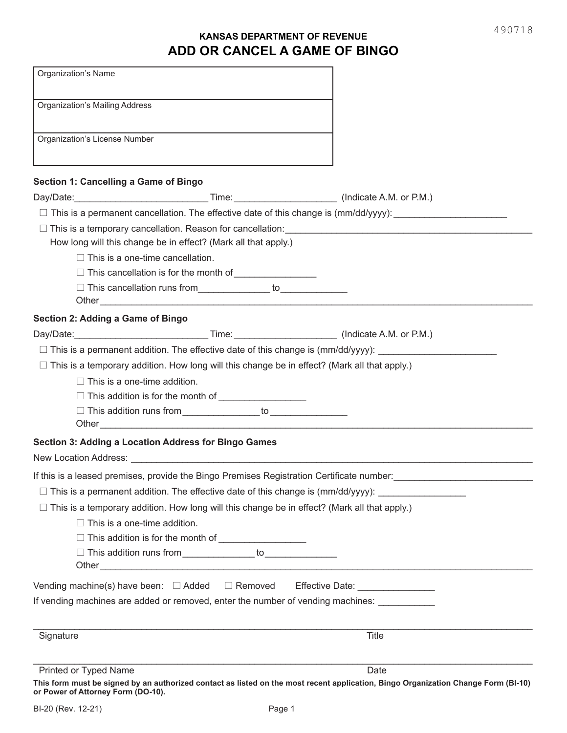490718

## KANSAS DEPARTMENT OF REVENUE

# ADD OR CANCEL A GAME OF BINGO

| Organization's Name |
|---|
| Organization's Mailing Address |
| Organization's License Number |

### Section 1: Cancelling a Game of Bingo

Day/Date:__________________________ Time:____________________ (Indicate A.M. or P.M.)

☐ This is a permanent cancellation. The effective date of this change is (mm/dd/yyyy): ______________________

☐ This is a temporary cancellation. Reason for cancellation:__________________________________________________

How long will this change be in effect? (Mark all that apply.)

- ☐ This is a one-time cancellation.
- ☐ This cancellation is for the month of________________
- ☐ This cancellation runs from______________ to_____________

Other_____________________________________________________________________________________

### Section 2: Adding a Game of Bingo

Day/Date:__________________________ Time:____________________ (Indicate A.M. or P.M.)

☐ This is a permanent addition. The effective date of this change is (mm/dd/yyyy): _______________________

☐ This is a temporary addition. How long will this change be in effect? (Mark all that apply.)

- ☐ This is a one-time addition.
- ☐ This addition is for the month of _________________
- ☐ This addition runs from_______________to_______________

Other_____________________________________________________________________________________

### Section 3: Adding a Location Address for Bingo Games

New Location Address: ___________________________________________________________________________

If this is a leased premises, provide the Bingo Premises Registration Certificate number:___________________________

☐ This is a permanent addition. The effective date of this change is (mm/dd/yyyy): _________________

☐ This is a temporary addition. How long will this change be in effect? (Mark all that apply.)

- ☐ This is a one-time addition.
- ☐ This addition is for the month of _________________
- ☐ This addition runs from______________ to______________

Other_____________________________________________________________________________________

Vending machine(s) have been: ☐ Added ☐ Removed Effective Date: _______________

If vending machines are added or removed, enter the number of vending machines: ___________

_____________________________________________________________________________________

Signature Title

_____________________________________________________________________________________

Printed or Typed Name Date

**This form must be signed by an authorized contact as listed on the most recent application, Bingo Organization Change Form (BI-10) or Power of Attorney Form (DO-10).**

BI-20 (Rev. 12-21)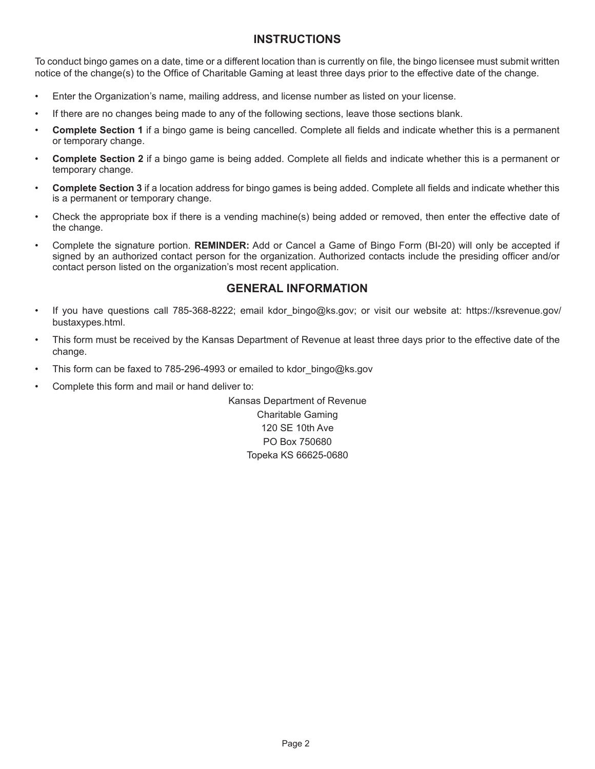## INSTRUCTIONS

To conduct bingo games on a date, time or a different location than is currently on file, the bingo licensee must submit written notice of the change(s) to the Office of Charitable Gaming at least three days prior to the effective date of the change.

- Enter the Organization's name, mailing address, and license number as listed on your license.
- If there are no changes being made to any of the following sections, leave those sections blank.
- **Complete Section 1** if a bingo game is being cancelled. Complete all fields and indicate whether this is a permanent or temporary change.
- **Complete Section 2** if a bingo game is being added. Complete all fields and indicate whether this is a permanent or temporary change.
- **Complete Section 3** if a location address for bingo games is being added. Complete all fields and indicate whether this is a permanent or temporary change.
- Check the appropriate box if there is a vending machine(s) being added or removed, then enter the effective date of the change.
- Complete the signature portion. **REMINDER:** Add or Cancel a Game of Bingo Form (BI-20) will only be accepted if signed by an authorized contact person for the organization. Authorized contacts include the presiding officer and/or contact person listed on the organization's most recent application.

## GENERAL INFORMATION

- If you have questions call 785-368-8222; email kdor_bingo@ks.gov; or visit our website at: https://ksrevenue.gov/bustaxypes.html.
- This form must be received by the Kansas Department of Revenue at least three days prior to the effective date of the change.
- This form can be faxed to 785-296-4993 or emailed to kdor_bingo@ks.gov
- Complete this form and mail or hand deliver to:

Kansas Department of Revenue
Charitable Gaming
120 SE 10th Ave
PO Box 750680
Topeka KS 66625-0680